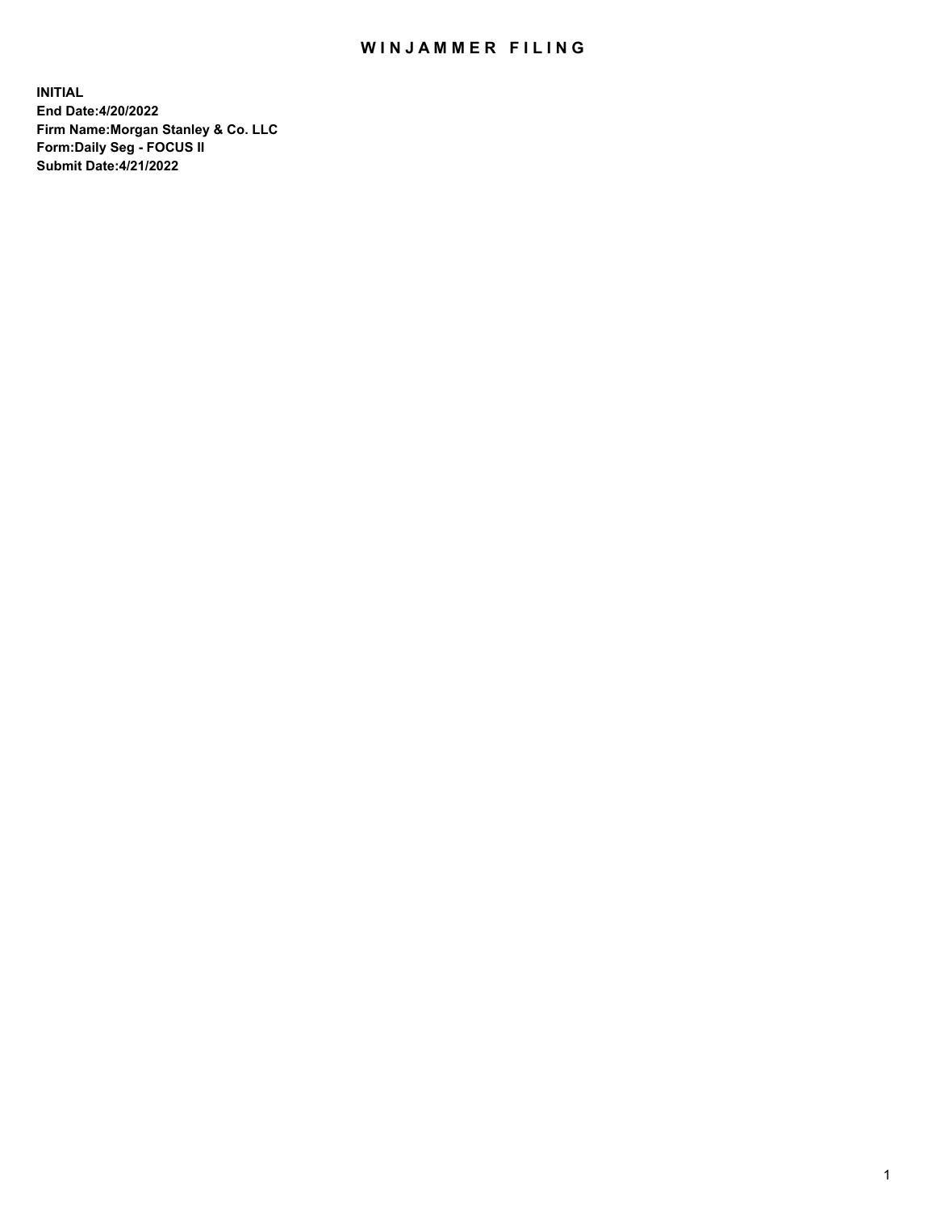# WINJAMMER FILING

**INITIAL**
**End Date:4/20/2022**
**Firm Name:Morgan Stanley & Co. LLC**
**Form:Daily Seg - FOCUS II**
**Submit Date:4/21/2022**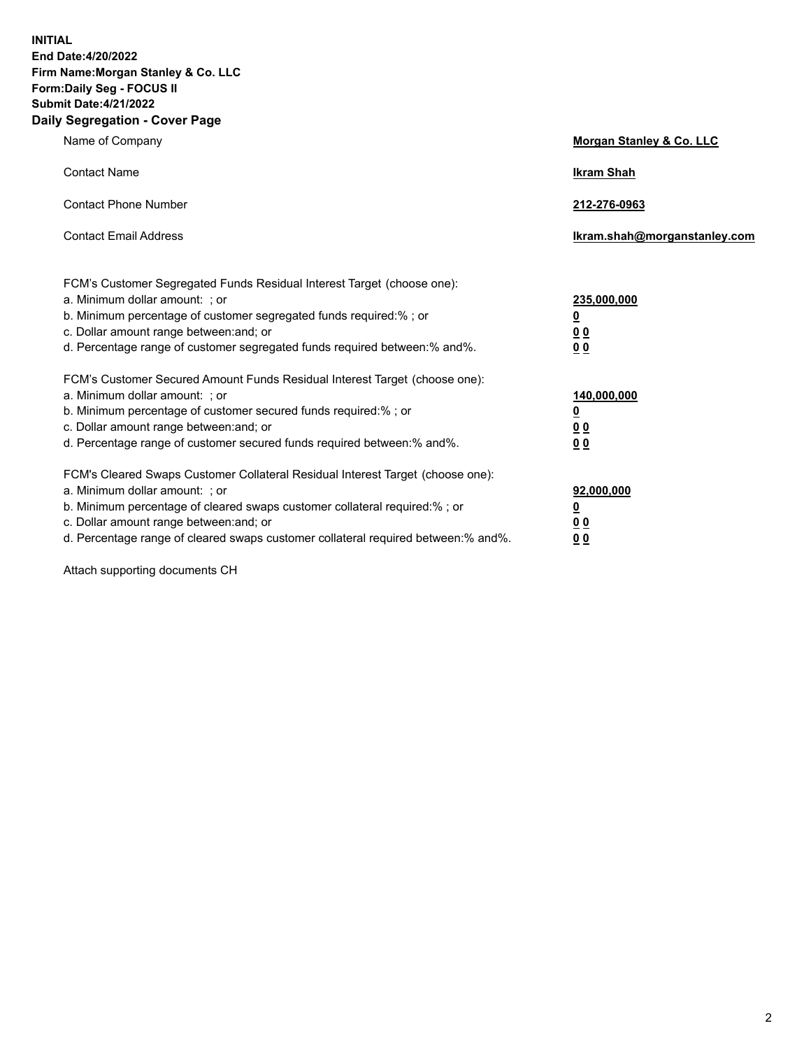**INITIAL**
**End Date:4/20/2022**
**Firm Name:Morgan Stanley & Co. LLC**
**Form:Daily Seg - FOCUS II**
**Submit Date:4/21/2022**

## Daily Segregation - Cover Page

| | |
|---|---|
| Name of Company | **Morgan Stanley & Co. LLC** |
| Contact Name | **Ikram Shah** |
| Contact Phone Number | **212-276-0963** |
| Contact Email Address | **Ikram.shah@morganstanley.com** |

| | |
|---|---|
| FCM's Customer Segregated Funds Residual Interest Target (choose one): | |
| a. Minimum dollar amount: ; or | **235,000,000** |
| b. Minimum percentage of customer segregated funds required:% ; or | **0** |
| c. Dollar amount range between:and; or | **0 0** |
| d. Percentage range of customer segregated funds required between:% and%. | **0 0** |
| FCM's Customer Secured Amount Funds Residual Interest Target (choose one): | |
| a. Minimum dollar amount: ; or | **140,000,000** |
| b. Minimum percentage of customer secured funds required:% ; or | **0** |
| c. Dollar amount range between:and; or | **0 0** |
| d. Percentage range of customer secured funds required between:% and%. | **0 0** |
| FCM's Cleared Swaps Customer Collateral Residual Interest Target (choose one): | |
| a. Minimum dollar amount: ; or | **92,000,000** |
| b. Minimum percentage of cleared swaps customer collateral required:% ; or | **0** |
| c. Dollar amount range between:and; or | **0 0** |
| d. Percentage range of cleared swaps customer collateral required between:% and%. | **0 0** |

Attach supporting documents CH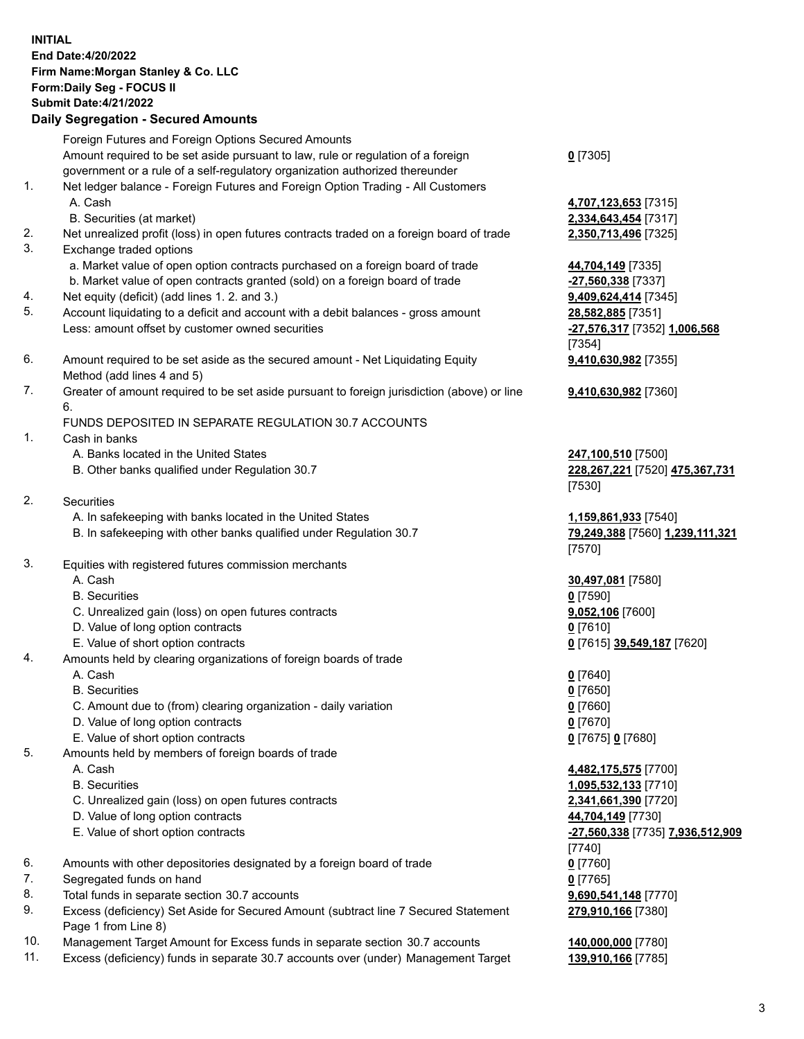**INITIAL**
**End Date:4/20/2022**
**Firm Name:Morgan Stanley & Co. LLC**
**Form:Daily Seg - FOCUS II**
**Submit Date:4/21/2022**

### Daily Segregation - Secured Amounts

| | | |
|---|---|---|
| | Foreign Futures and Foreign Options Secured Amounts | |
| | Amount required to be set aside pursuant to law, rule or regulation of a foreign government or a rule of a self-regulatory organization authorized thereunder | **0** [7305] |
| 1. | Net ledger balance - Foreign Futures and Foreign Option Trading - All Customers | |
| | A. Cash | **4,707,123,653** [7315] |
| | B. Securities (at market) | **2,334,643,454** [7317] |
| 2. | Net unrealized profit (loss) in open futures contracts traded on a foreign board of trade | **2,350,713,496** [7325] |
| 3. | Exchange traded options | |
| | a. Market value of open option contracts purchased on a foreign board of trade | **44,704,149** [7335] |
| | b. Market value of open contracts granted (sold) on a foreign board of trade | **-27,560,338** [7337] |
| 4. | Net equity (deficit) (add lines 1. 2. and 3.) | **9,409,624,414** [7345] |
| 5. | Account liquidating to a deficit and account with a debit balances - gross amount | **28,582,885** [7351] |
| | Less: amount offset by customer owned securities | **-27,576,317** [7352] **1,006,568** [7354] |
| 6. | Amount required to be set aside as the secured amount - Net Liquidating Equity Method (add lines 4 and 5) | **9,410,630,982** [7355] |
| 7. | Greater of amount required to be set aside pursuant to foreign jurisdiction (above) or line 6. | **9,410,630,982** [7360] |
| | FUNDS DEPOSITED IN SEPARATE REGULATION 30.7 ACCOUNTS | |
| 1. | Cash in banks | |
| | A. Banks located in the United States | **247,100,510** [7500] |
| | B. Other banks qualified under Regulation 30.7 | **228,267,221** [7520] **475,367,731** [7530] |
| 2. | Securities | |
| | A. In safekeeping with banks located in the United States | **1,159,861,933** [7540] |
| | B. In safekeeping with other banks qualified under Regulation 30.7 | **79,249,388** [7560] **1,239,111,321** [7570] |
| 3. | Equities with registered futures commission merchants | |
| | A. Cash | **30,497,081** [7580] |
| | B. Securities | **0** [7590] |
| | C. Unrealized gain (loss) on open futures contracts | **9,052,106** [7600] |
| | D. Value of long option contracts | **0** [7610] |
| | E. Value of short option contracts | **0** [7615] **39,549,187** [7620] |
| 4. | Amounts held by clearing organizations of foreign boards of trade | |
| | A. Cash | **0** [7640] |
| | B. Securities | **0** [7650] |
| | C. Amount due to (from) clearing organization - daily variation | **0** [7660] |
| | D. Value of long option contracts | **0** [7670] |
| | E. Value of short option contracts | **0** [7675] **0** [7680] |
| 5. | Amounts held by members of foreign boards of trade | |
| | A. Cash | **4,482,175,575** [7700] |
| | B. Securities | **1,095,532,133** [7710] |
| | C. Unrealized gain (loss) on open futures contracts | **2,341,661,390** [7720] |
| | D. Value of long option contracts | **44,704,149** [7730] |
| | E. Value of short option contracts | **-27,560,338** [7735] **7,936,512,909** [7740] |
| 6. | Amounts with other depositories designated by a foreign board of trade | **0** [7760] |
| 7. | Segregated funds on hand | **0** [7765] |
| 8. | Total funds in separate section 30.7 accounts | **9,690,541,148** [7770] |
| 9. | Excess (deficiency) Set Aside for Secured Amount (subtract line 7 Secured Statement Page 1 from Line 8) | **279,910,166** [7380] |
| 10. | Management Target Amount for Excess funds in separate section 30.7 accounts | **140,000,000** [7780] |
| 11. | Excess (deficiency) funds in separate 30.7 accounts over (under) Management Target | **139,910,166** [7785] |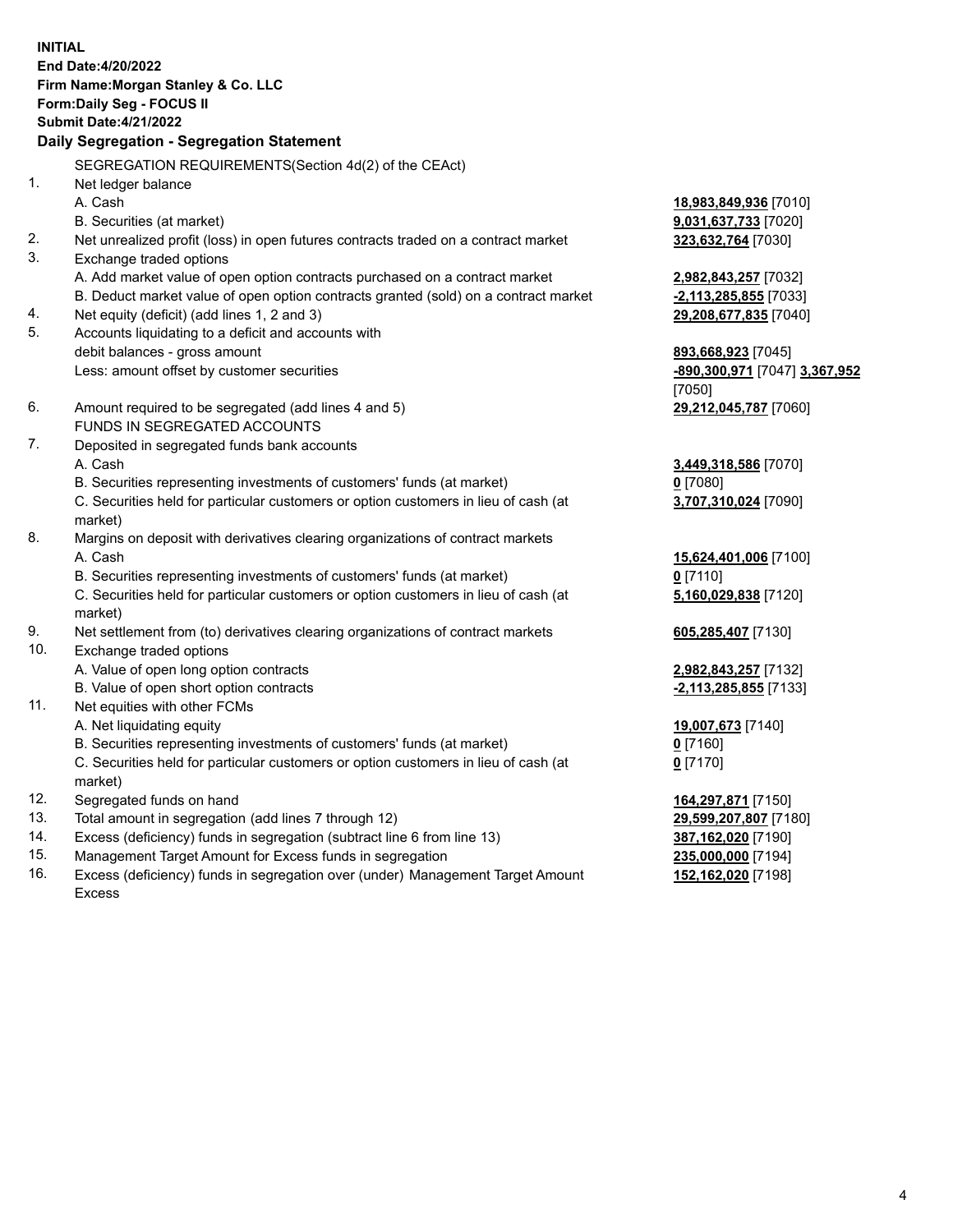**INITIAL**
**End Date:4/20/2022**
**Firm Name:Morgan Stanley & Co. LLC**
**Form:Daily Seg - FOCUS II**
**Submit Date:4/21/2022**

## Daily Segregation - Segregation Statement

| | | |
|---|---|---|
| | SEGREGATION REQUIREMENTS(Section 4d(2) of the CEAct) | |
| 1. | Net ledger balance | |
| | A. Cash | **18,983,849,936** [7010] |
| | B. Securities (at market) | **9,031,637,733** [7020] |
| 2. | Net unrealized profit (loss) in open futures contracts traded on a contract market | **323,632,764** [7030] |
| 3. | Exchange traded options | |
| | A. Add market value of open option contracts purchased on a contract market | **2,982,843,257** [7032] |
| | B. Deduct market value of open option contracts granted (sold) on a contract market | **-2,113,285,855** [7033] |
| 4. | Net equity (deficit) (add lines 1, 2 and 3) | **29,208,677,835** [7040] |
| 5. | Accounts liquidating to a deficit and accounts with debit balances - gross amount | **893,668,923** [7045] |
| | Less: amount offset by customer securities | **-890,300,971** [7047] **3,367,952** [7050] |
| 6. | Amount required to be segregated (add lines 4 and 5) | **29,212,045,787** [7060] |
| | FUNDS IN SEGREGATED ACCOUNTS | |
| 7. | Deposited in segregated funds bank accounts | |
| | A. Cash | **3,449,318,586** [7070] |
| | B. Securities representing investments of customers' funds (at market) | **0** [7080] |
| | C. Securities held for particular customers or option customers in lieu of cash (at market) | **3,707,310,024** [7090] |
| 8. | Margins on deposit with derivatives clearing organizations of contract markets | |
| | A. Cash | **15,624,401,006** [7100] |
| | B. Securities representing investments of customers' funds (at market) | **0** [7110] |
| | C. Securities held for particular customers or option customers in lieu of cash (at market) | **5,160,029,838** [7120] |
| 9. | Net settlement from (to) derivatives clearing organizations of contract markets | **605,285,407** [7130] |
| 10. | Exchange traded options | |
| | A. Value of open long option contracts | **2,982,843,257** [7132] |
| | B. Value of open short option contracts | **-2,113,285,855** [7133] |
| 11. | Net equities with other FCMs | |
| | A. Net liquidating equity | **19,007,673** [7140] |
| | B. Securities representing investments of customers' funds (at market) | **0** [7160] |
| | C. Securities held for particular customers or option customers in lieu of cash (at market) | **0** [7170] |
| 12. | Segregated funds on hand | **164,297,871** [7150] |
| 13. | Total amount in segregation (add lines 7 through 12) | **29,599,207,807** [7180] |
| 14. | Excess (deficiency) funds in segregation (subtract line 6 from line 13) | **387,162,020** [7190] |
| 15. | Management Target Amount for Excess funds in segregation | **235,000,000** [7194] |
| 16. | Excess (deficiency) funds in segregation over (under) Management Target Amount Excess | **152,162,020** [7198] |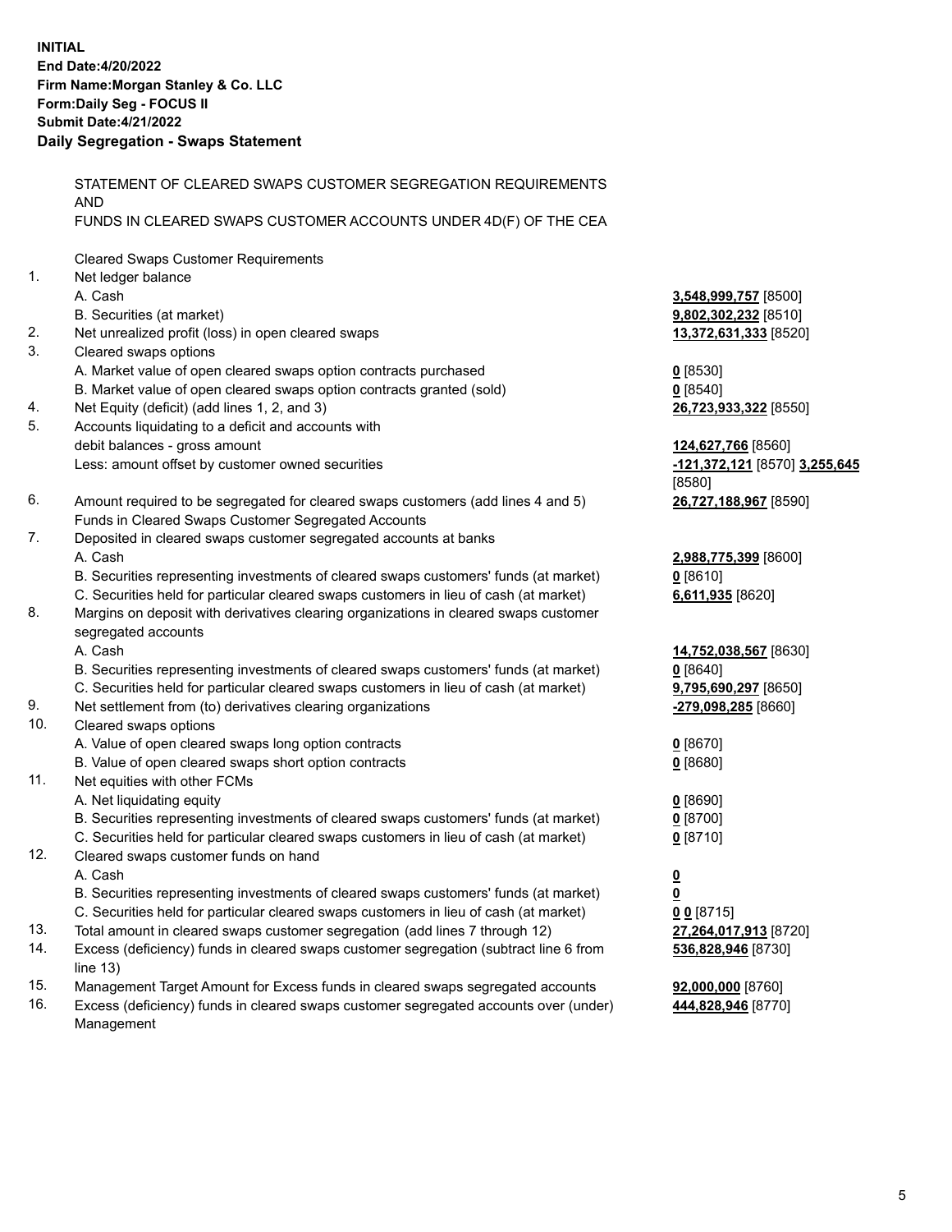**INITIAL**
**End Date:4/20/2022**
**Firm Name:Morgan Stanley & Co. LLC**
**Form:Daily Seg - FOCUS II**
**Submit Date:4/21/2022**
**Daily Segregation - Swaps Statement**

STATEMENT OF CLEARED SWAPS CUSTOMER SEGREGATION REQUIREMENTS AND FUNDS IN CLEARED SWAPS CUSTOMER ACCOUNTS UNDER 4D(F) OF THE CEA

| | | |
|---|---|---|
| | Cleared Swaps Customer Requirements | |
| 1. | Net ledger balance | |
| | A. Cash | **3,548,999,757** [8500] |
| | B. Securities (at market) | **9,802,302,232** [8510] |
| 2. | Net unrealized profit (loss) in open cleared swaps | **13,372,631,333** [8520] |
| 3. | Cleared swaps options | |
| | A. Market value of open cleared swaps option contracts purchased | **0** [8530] |
| | B. Market value of open cleared swaps option contracts granted (sold) | **0** [8540] |
| 4. | Net Equity (deficit) (add lines 1, 2, and 3) | **26,723,933,322** [8550] |
| 5. | Accounts liquidating to a deficit and accounts with debit balances - gross amount | **124,627,766** [8560] |
| | Less: amount offset by customer owned securities | **-121,372,121** [8570] **3,255,645** [8580] |
| 6. | Amount required to be segregated for cleared swaps customers (add lines 4 and 5) | **26,727,188,967** [8590] |
| | Funds in Cleared Swaps Customer Segregated Accounts | |
| 7. | Deposited in cleared swaps customer segregated accounts at banks | |
| | A. Cash | **2,988,775,399** [8600] |
| | B. Securities representing investments of cleared swaps customers' funds (at market) | **0** [8610] |
| | C. Securities held for particular cleared swaps customers in lieu of cash (at market) | **6,611,935** [8620] |
| 8. | Margins on deposit with derivatives clearing organizations in cleared swaps customer segregated accounts | |
| | A. Cash | **14,752,038,567** [8630] |
| | B. Securities representing investments of cleared swaps customers' funds (at market) | **0** [8640] |
| | C. Securities held for particular cleared swaps customers in lieu of cash (at market) | **9,795,690,297** [8650] |
| 9. | Net settlement from (to) derivatives clearing organizations | **-279,098,285** [8660] |
| 10. | Cleared swaps options | |
| | A. Value of open cleared swaps long option contracts | **0** [8670] |
| | B. Value of open cleared swaps short option contracts | **0** [8680] |
| 11. | Net equities with other FCMs | |
| | A. Net liquidating equity | **0** [8690] |
| | B. Securities representing investments of cleared swaps customers' funds (at market) | **0** [8700] |
| | C. Securities held for particular cleared swaps customers in lieu of cash (at market) | **0** [8710] |
| 12. | Cleared swaps customer funds on hand | |
| | A. Cash | **0** |
| | B. Securities representing investments of cleared swaps customers' funds (at market) | **0** |
| | C. Securities held for particular cleared swaps customers in lieu of cash (at market) | **0** **0** [8715] |
| 13. | Total amount in cleared swaps customer segregation (add lines 7 through 12) | **27,264,017,913** [8720] |
| 14. | Excess (deficiency) funds in cleared swaps customer segregation (subtract line 6 from line 13) | **536,828,946** [8730] |
| 15. | Management Target Amount for Excess funds in cleared swaps segregated accounts | **92,000,000** [8760] |
| 16. | Excess (deficiency) funds in cleared swaps customer segregated accounts over (under) Management | **444,828,946** [8770] |